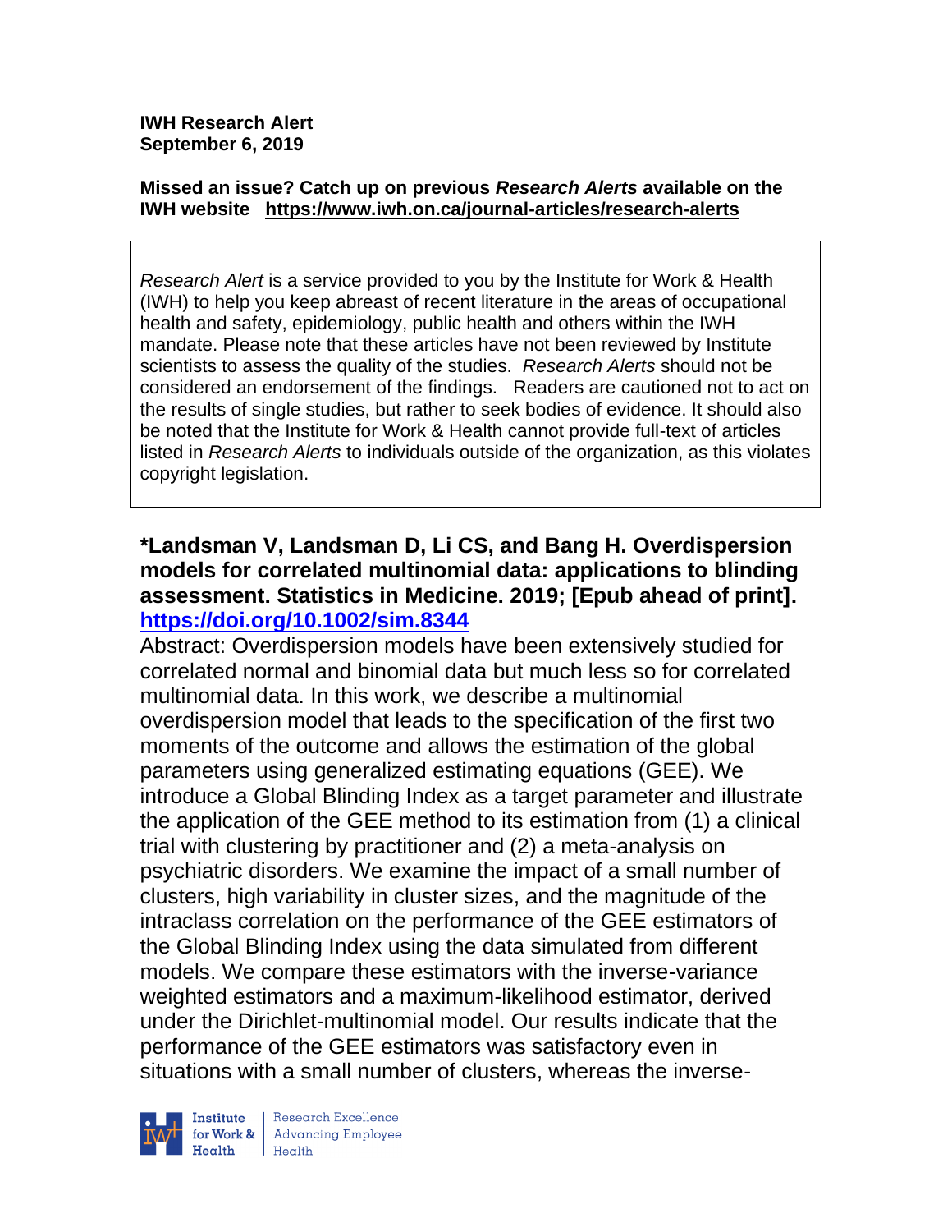**IWH Research Alert**
**September 6, 2019**

**Missed an issue? Catch up on previous *Research Alerts* available on the IWH website https://www.iwh.on.ca/journal-articles/research-alerts**

*Research Alert* is a service provided to you by the Institute for Work & Health (IWH) to help you keep abreast of recent literature in the areas of occupational health and safety, epidemiology, public health and others within the IWH mandate. Please note that these articles have not been reviewed by Institute scientists to assess the quality of the studies. *Research Alerts* should not be considered an endorsement of the findings. Readers are cautioned not to act on the results of single studies, but rather to seek bodies of evidence. It should also be noted that the Institute for Work & Health cannot provide full-text of articles listed in *Research Alerts* to individuals outside of the organization, as this violates copyright legislation.

**\*Landsman V, Landsman D, Li CS, and Bang H. Overdispersion models for correlated multinomial data: applications to blinding assessment. Statistics in Medicine. 2019; [Epub ahead of print]. https://doi.org/10.1002/sim.8344**

Abstract: Overdispersion models have been extensively studied for correlated normal and binomial data but much less so for correlated multinomial data. In this work, we describe a multinomial overdispersion model that leads to the specification of the first two moments of the outcome and allows the estimation of the global parameters using generalized estimating equations (GEE). We introduce a Global Blinding Index as a target parameter and illustrate the application of the GEE method to its estimation from (1) a clinical trial with clustering by practitioner and (2) a meta-analysis on psychiatric disorders. We examine the impact of a small number of clusters, high variability in cluster sizes, and the magnitude of the intraclass correlation on the performance of the GEE estimators of the Global Blinding Index using the data simulated from different models. We compare these estimators with the inverse-variance weighted estimators and a maximum-likelihood estimator, derived under the Dirichlet-multinomial model. Our results indicate that the performance of the GEE estimators was satisfactory even in situations with a small number of clusters, whereas the inverse-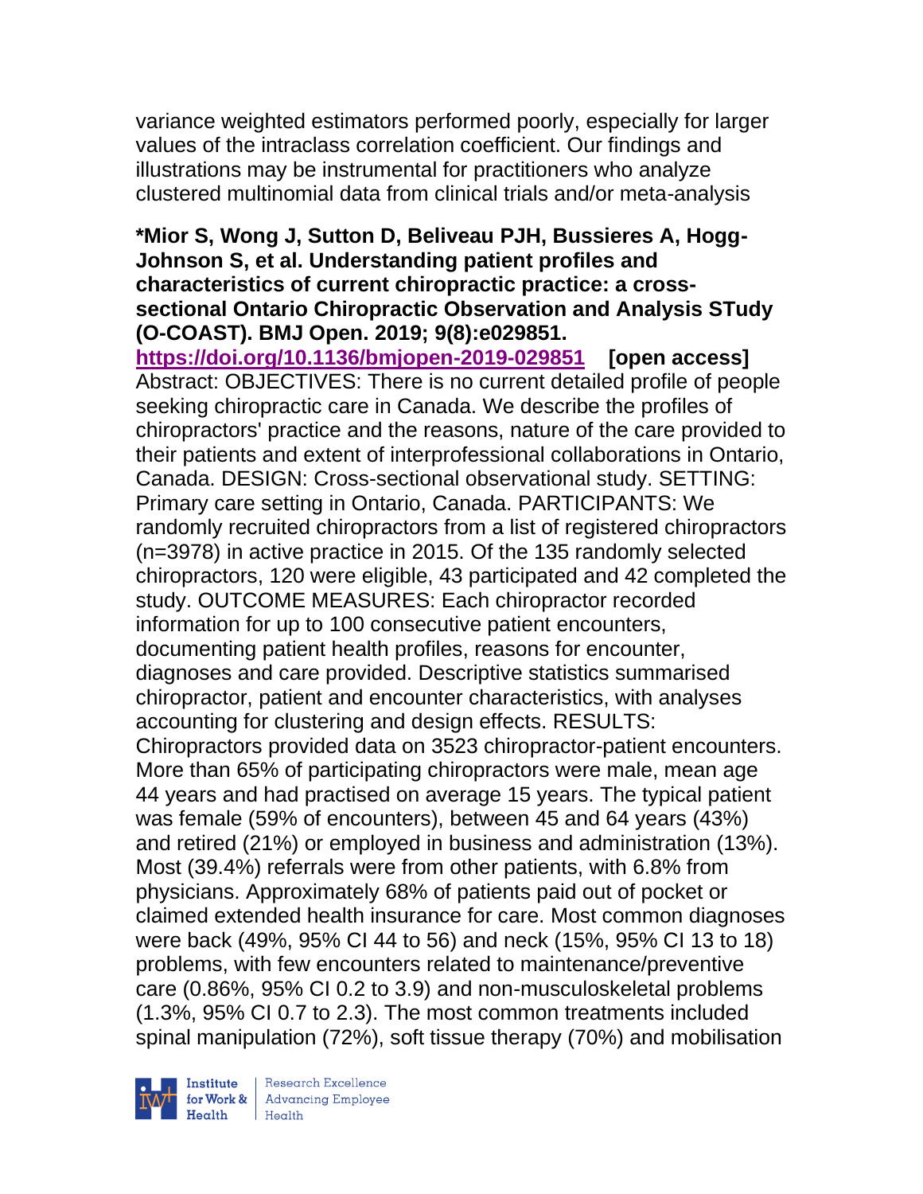variance weighted estimators performed poorly, especially for larger values of the intraclass correlation coefficient. Our findings and illustrations may be instrumental for practitioners who analyze clustered multinomial data from clinical trials and/or meta-analysis

**\*Mior S, Wong J, Sutton D, Beliveau PJH, Bussieres A, Hogg-Johnson S, et al. Understanding patient profiles and characteristics of current chiropractic practice: a cross-sectional Ontario Chiropractic Observation and Analysis STudy (O-COAST). BMJ Open. 2019; 9(8):e029851.**
**https://doi.org/10.1136/bmjopen-2019-029851 [open access]**
Abstract: OBJECTIVES: There is no current detailed profile of people seeking chiropractic care in Canada. We describe the profiles of chiropractors' practice and the reasons, nature of the care provided to their patients and extent of interprofessional collaborations in Ontario, Canada. DESIGN: Cross-sectional observational study. SETTING: Primary care setting in Ontario, Canada. PARTICIPANTS: We randomly recruited chiropractors from a list of registered chiropractors (n=3978) in active practice in 2015. Of the 135 randomly selected chiropractors, 120 were eligible, 43 participated and 42 completed the study. OUTCOME MEASURES: Each chiropractor recorded information for up to 100 consecutive patient encounters, documenting patient health profiles, reasons for encounter, diagnoses and care provided. Descriptive statistics summarised chiropractor, patient and encounter characteristics, with analyses accounting for clustering and design effects. RESULTS: Chiropractors provided data on 3523 chiropractor-patient encounters. More than 65% of participating chiropractors were male, mean age 44 years and had practised on average 15 years. The typical patient was female (59% of encounters), between 45 and 64 years (43%) and retired (21%) or employed in business and administration (13%). Most (39.4%) referrals were from other patients, with 6.8% from physicians. Approximately 68% of patients paid out of pocket or claimed extended health insurance for care. Most common diagnoses were back (49%, 95% CI 44 to 56) and neck (15%, 95% CI 13 to 18) problems, with few encounters related to maintenance/preventive care (0.86%, 95% CI 0.2 to 3.9) and non-musculoskeletal problems (1.3%, 95% CI 0.7 to 2.3). The most common treatments included spinal manipulation (72%), soft tissue therapy (70%) and mobilisation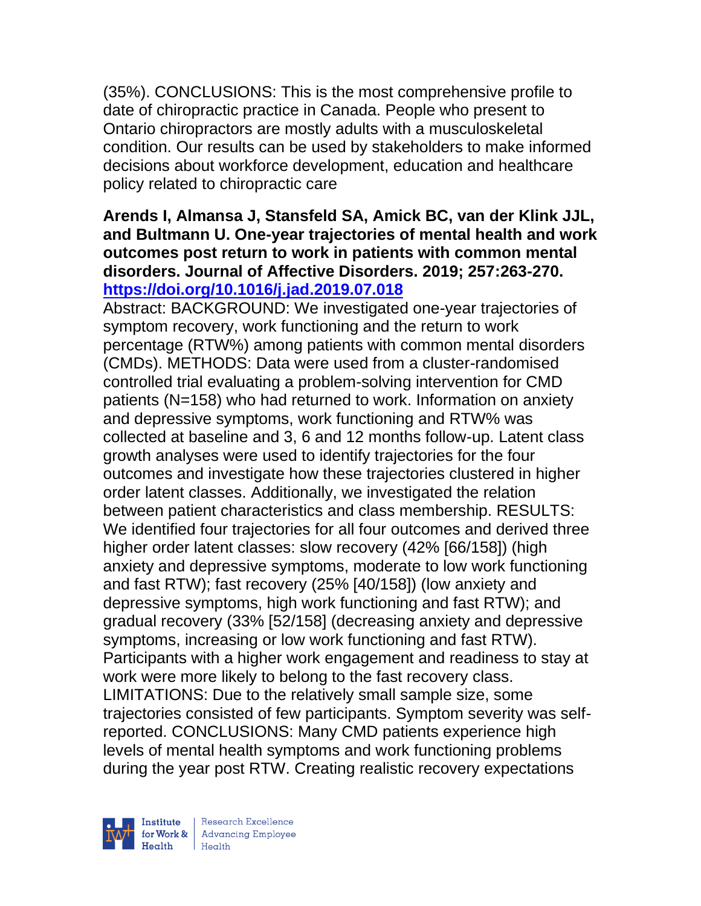(35%). CONCLUSIONS: This is the most comprehensive profile to date of chiropractic practice in Canada. People who present to Ontario chiropractors are mostly adults with a musculoskeletal condition. Our results can be used by stakeholders to make informed decisions about workforce development, education and healthcare policy related to chiropractic care

**Arends I, Almansa J, Stansfeld SA, Amick BC, van der Klink JJL, and Bultmann U. One-year trajectories of mental health and work outcomes post return to work in patients with common mental disorders. Journal of Affective Disorders. 2019; 257:263-270. https://doi.org/10.1016/j.jad.2019.07.018**

Abstract: BACKGROUND: We investigated one-year trajectories of symptom recovery, work functioning and the return to work percentage (RTW%) among patients with common mental disorders (CMDs). METHODS: Data were used from a cluster-randomised controlled trial evaluating a problem-solving intervention for CMD patients (N=158) who had returned to work. Information on anxiety and depressive symptoms, work functioning and RTW% was collected at baseline and 3, 6 and 12 months follow-up. Latent class growth analyses were used to identify trajectories for the four outcomes and investigate how these trajectories clustered in higher order latent classes. Additionally, we investigated the relation between patient characteristics and class membership. RESULTS: We identified four trajectories for all four outcomes and derived three higher order latent classes: slow recovery (42% [66/158]) (high anxiety and depressive symptoms, moderate to low work functioning and fast RTW); fast recovery (25% [40/158]) (low anxiety and depressive symptoms, high work functioning and fast RTW); and gradual recovery (33% [52/158] (decreasing anxiety and depressive symptoms, increasing or low work functioning and fast RTW). Participants with a higher work engagement and readiness to stay at work were more likely to belong to the fast recovery class. LIMITATIONS: Due to the relatively small sample size, some trajectories consisted of few participants. Symptom severity was self-reported. CONCLUSIONS: Many CMD patients experience high levels of mental health symptoms and work functioning problems during the year post RTW. Creating realistic recovery expectations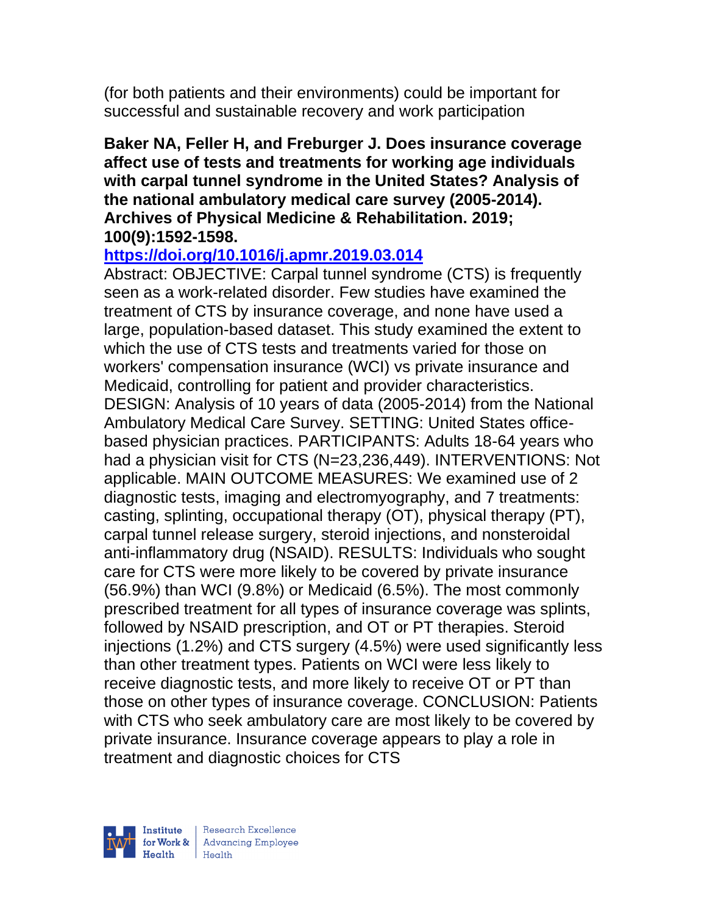(for both patients and their environments) could be important for successful and sustainable recovery and work participation

**Baker NA, Feller H, and Freburger J. Does insurance coverage affect use of tests and treatments for working age individuals with carpal tunnel syndrome in the United States? Analysis of the national ambulatory medical care survey (2005-2014). Archives of Physical Medicine & Rehabilitation. 2019; 100(9):1592-1598.**

**https://doi.org/10.1016/j.apmr.2019.03.014**

Abstract: OBJECTIVE: Carpal tunnel syndrome (CTS) is frequently seen as a work-related disorder. Few studies have examined the treatment of CTS by insurance coverage, and none have used a large, population-based dataset. This study examined the extent to which the use of CTS tests and treatments varied for those on workers' compensation insurance (WCI) vs private insurance and Medicaid, controlling for patient and provider characteristics. DESIGN: Analysis of 10 years of data (2005-2014) from the National Ambulatory Medical Care Survey. SETTING: United States office-based physician practices. PARTICIPANTS: Adults 18-64 years who had a physician visit for CTS (N=23,236,449). INTERVENTIONS: Not applicable. MAIN OUTCOME MEASURES: We examined use of 2 diagnostic tests, imaging and electromyography, and 7 treatments: casting, splinting, occupational therapy (OT), physical therapy (PT), carpal tunnel release surgery, steroid injections, and nonsteroidal anti-inflammatory drug (NSAID). RESULTS: Individuals who sought care for CTS were more likely to be covered by private insurance (56.9%) than WCI (9.8%) or Medicaid (6.5%). The most commonly prescribed treatment for all types of insurance coverage was splints, followed by NSAID prescription, and OT or PT therapies. Steroid injections (1.2%) and CTS surgery (4.5%) were used significantly less than other treatment types. Patients on WCI were less likely to receive diagnostic tests, and more likely to receive OT or PT than those on other types of insurance coverage. CONCLUSION: Patients with CTS who seek ambulatory care are most likely to be covered by private insurance. Insurance coverage appears to play a role in treatment and diagnostic choices for CTS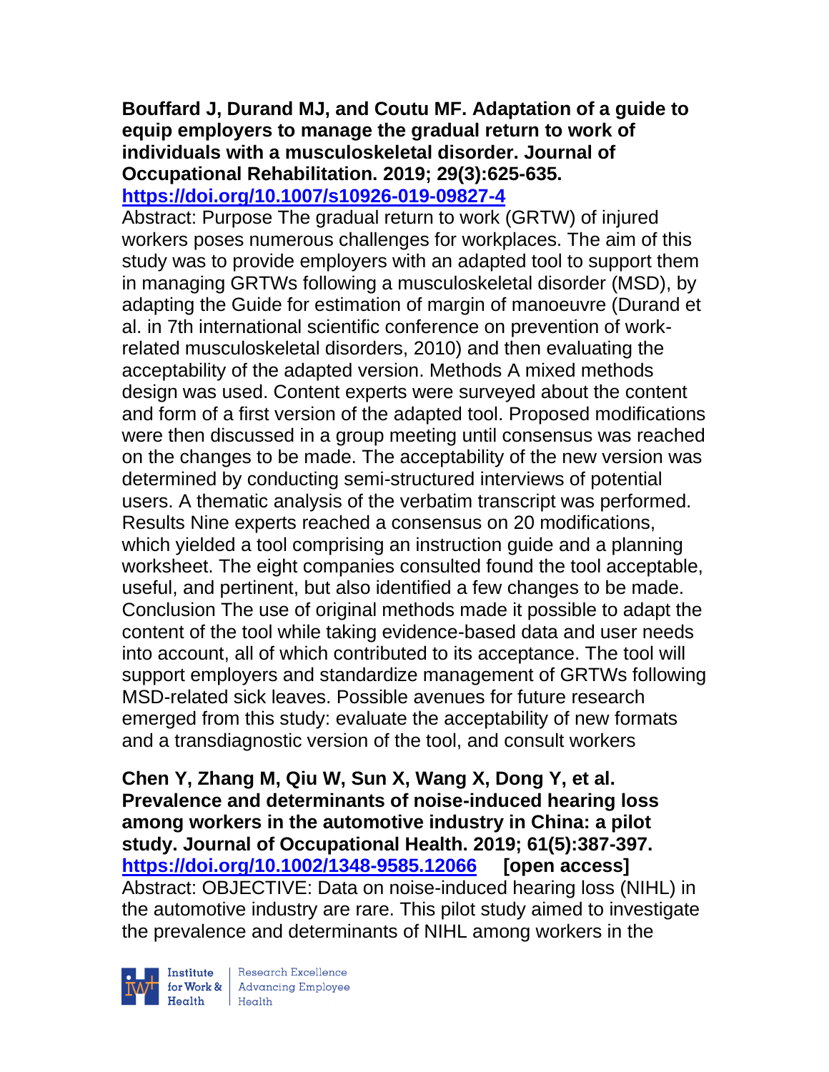**Bouffard J, Durand MJ, and Coutu MF. Adaptation of a guide to equip employers to manage the gradual return to work of individuals with a musculoskeletal disorder. Journal of Occupational Rehabilitation. 2019; 29(3):625-635. https://doi.org/10.1007/s10926-019-09827-4**

Abstract: Purpose The gradual return to work (GRTW) of injured workers poses numerous challenges for workplaces. The aim of this study was to provide employers with an adapted tool to support them in managing GRTWs following a musculoskeletal disorder (MSD), by adapting the Guide for estimation of margin of manoeuvre (Durand et al. in 7th international scientific conference on prevention of work-related musculoskeletal disorders, 2010) and then evaluating the acceptability of the adapted version. Methods A mixed methods design was used. Content experts were surveyed about the content and form of a first version of the adapted tool. Proposed modifications were then discussed in a group meeting until consensus was reached on the changes to be made. The acceptability of the new version was determined by conducting semi-structured interviews of potential users. A thematic analysis of the verbatim transcript was performed. Results Nine experts reached a consensus on 20 modifications, which yielded a tool comprising an instruction guide and a planning worksheet. The eight companies consulted found the tool acceptable, useful, and pertinent, but also identified a few changes to be made. Conclusion The use of original methods made it possible to adapt the content of the tool while taking evidence-based data and user needs into account, all of which contributed to its acceptance. The tool will support employers and standardize management of GRTWs following MSD-related sick leaves. Possible avenues for future research emerged from this study: evaluate the acceptability of new formats and a transdiagnostic version of the tool, and consult workers

**Chen Y, Zhang M, Qiu W, Sun X, Wang X, Dong Y, et al. Prevalence and determinants of noise-induced hearing loss among workers in the automotive industry in China: a pilot study. Journal of Occupational Health. 2019; 61(5):387-397. https://doi.org/10.1002/1348-9585.12066 [open access]**

Abstract: OBJECTIVE: Data on noise-induced hearing loss (NIHL) in the automotive industry are rare. This pilot study aimed to investigate the prevalence and determinants of NIHL among workers in the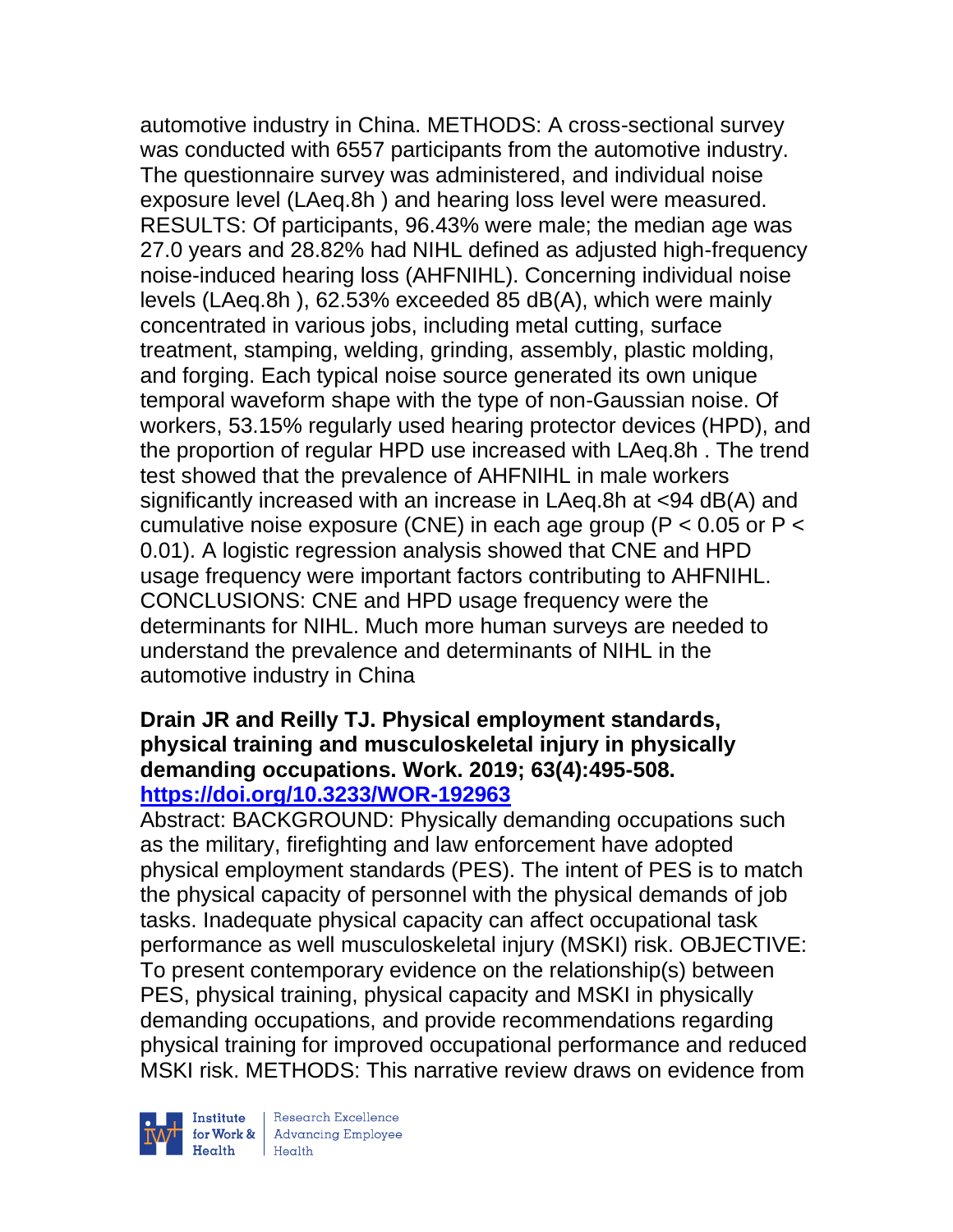automotive industry in China. METHODS: A cross-sectional survey was conducted with 6557 participants from the automotive industry. The questionnaire survey was administered, and individual noise exposure level ($L_{Aeq.8h}$) and hearing loss level were measured. RESULTS: Of participants, 96.43% were male; the median age was 27.0 years and 28.82% had NIHL defined as adjusted high-frequency noise-induced hearing loss (AHFNIHL). Concerning individual noise levels ($L_{Aeq.8h}$), 62.53% exceeded 85 dB(A), which were mainly concentrated in various jobs, including metal cutting, surface treatment, stamping, welding, grinding, assembly, plastic molding, and forging. Each typical noise source generated its own unique temporal waveform shape with the type of non-Gaussian noise. Of workers, 53.15% regularly used hearing protector devices (HPD), and the proportion of regular HPD use increased with $L_{Aeq.8h}$. The trend test showed that the prevalence of AHFNIHL in male workers significantly increased with an increase in $L_{Aeq.8h}$ at <94 dB(A) and cumulative noise exposure (CNE) in each age group ($P < 0.05$ or $P < 0.01$). A logistic regression analysis showed that CNE and HPD usage frequency were important factors contributing to AHFNIHL. CONCLUSIONS: CNE and HPD usage frequency were the determinants for NIHL. Much more human surveys are needed to understand the prevalence and determinants of NIHL in the automotive industry in China

**Drain JR and Reilly TJ. Physical employment standards, physical training and musculoskeletal injury in physically demanding occupations. Work. 2019; 63(4):495-508. https://doi.org/10.3233/WOR-192963**

Abstract: BACKGROUND: Physically demanding occupations such as the military, firefighting and law enforcement have adopted physical employment standards (PES). The intent of PES is to match the physical capacity of personnel with the physical demands of job tasks. Inadequate physical capacity can affect occupational task performance as well musculoskeletal injury (MSKI) risk. OBJECTIVE: To present contemporary evidence on the relationship(s) between PES, physical training, physical capacity and MSKI in physically demanding occupations, and provide recommendations regarding physical training for improved occupational performance and reduced MSKI risk. METHODS: This narrative review draws on evidence from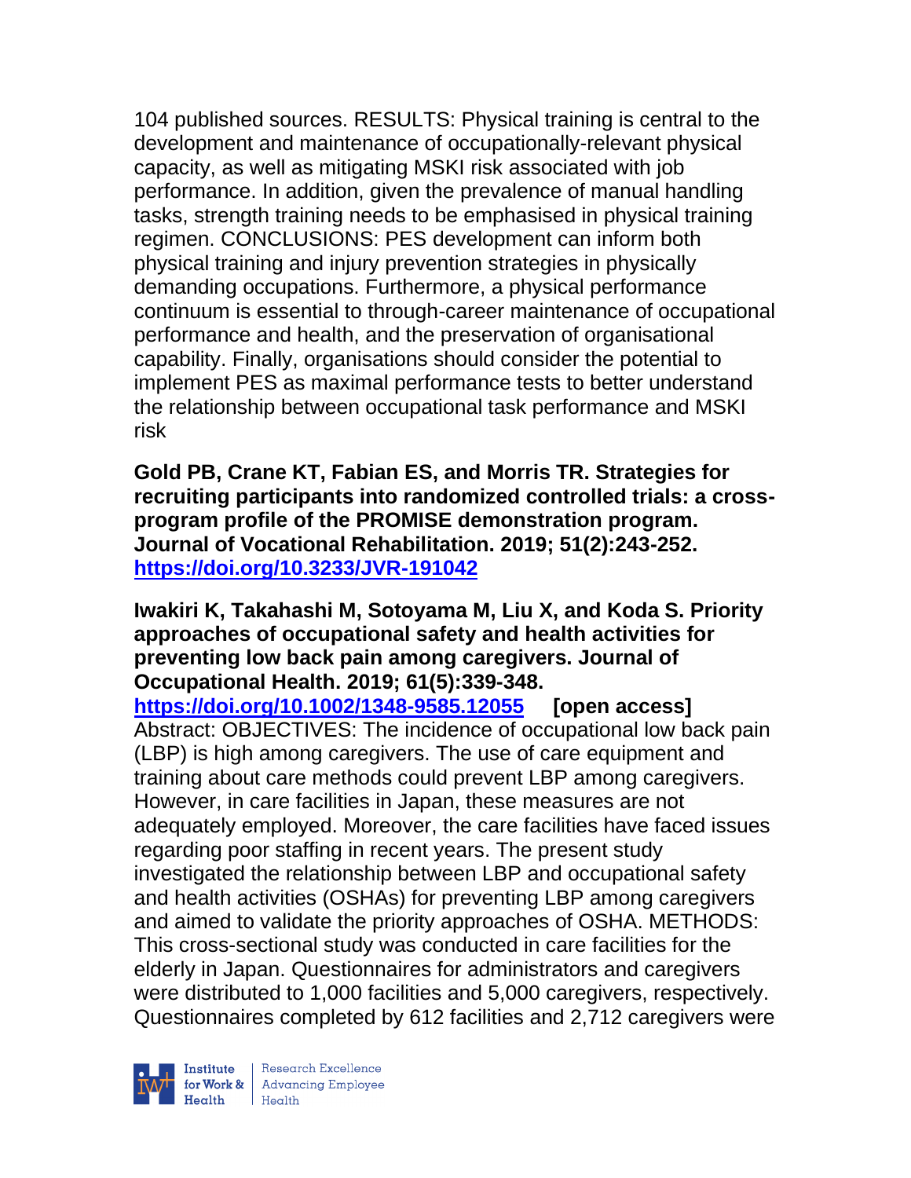104 published sources. RESULTS: Physical training is central to the development and maintenance of occupationally-relevant physical capacity, as well as mitigating MSKI risk associated with job performance. In addition, given the prevalence of manual handling tasks, strength training needs to be emphasised in physical training regimen. CONCLUSIONS: PES development can inform both physical training and injury prevention strategies in physically demanding occupations. Furthermore, a physical performance continuum is essential to through-career maintenance of occupational performance and health, and the preservation of organisational capability. Finally, organisations should consider the potential to implement PES as maximal performance tests to better understand the relationship between occupational task performance and MSKI risk

**Gold PB, Crane KT, Fabian ES, and Morris TR. Strategies for recruiting participants into randomized controlled trials: a cross-program profile of the PROMISE demonstration program. Journal of Vocational Rehabilitation. 2019; 51(2):243-252. https://doi.org/10.3233/JVR-191042**

**Iwakiri K, Takahashi M, Sotoyama M, Liu X, and Koda S. Priority approaches of occupational safety and health activities for preventing low back pain among caregivers. Journal of Occupational Health. 2019; 61(5):339-348. https://doi.org/10.1002/1348-9585.12055 [open access]**
Abstract: OBJECTIVES: The incidence of occupational low back pain (LBP) is high among caregivers. The use of care equipment and training about care methods could prevent LBP among caregivers. However, in care facilities in Japan, these measures are not adequately employed. Moreover, the care facilities have faced issues regarding poor staffing in recent years. The present study investigated the relationship between LBP and occupational safety and health activities (OSHAs) for preventing LBP among caregivers and aimed to validate the priority approaches of OSHA. METHODS: This cross-sectional study was conducted in care facilities for the elderly in Japan. Questionnaires for administrators and caregivers were distributed to 1,000 facilities and 5,000 caregivers, respectively. Questionnaires completed by 612 facilities and 2,712 caregivers were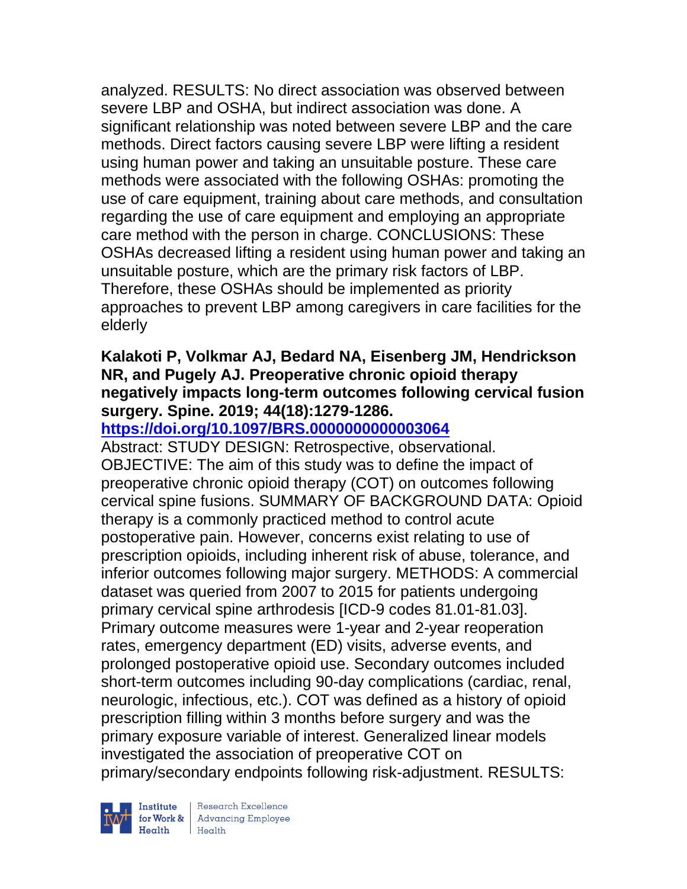analyzed. RESULTS: No direct association was observed between severe LBP and OSHA, but indirect association was done. A significant relationship was noted between severe LBP and the care methods. Direct factors causing severe LBP were lifting a resident using human power and taking an unsuitable posture. These care methods were associated with the following OSHAs: promoting the use of care equipment, training about care methods, and consultation regarding the use of care equipment and employing an appropriate care method with the person in charge. CONCLUSIONS: These OSHAs decreased lifting a resident using human power and taking an unsuitable posture, which are the primary risk factors of LBP. Therefore, these OSHAs should be implemented as priority approaches to prevent LBP among caregivers in care facilities for the elderly

**Kalakoti P, Volkmar AJ, Bedard NA, Eisenberg JM, Hendrickson NR, and Pugely AJ. Preoperative chronic opioid therapy negatively impacts long-term outcomes following cervical fusion surgery. Spine. 2019; 44(18):1279-1286.**
**https://doi.org/10.1097/BRS.0000000000003064**
Abstract: STUDY DESIGN: Retrospective, observational. OBJECTIVE: The aim of this study was to define the impact of preoperative chronic opioid therapy (COT) on outcomes following cervical spine fusions. SUMMARY OF BACKGROUND DATA: Opioid therapy is a commonly practiced method to control acute postoperative pain. However, concerns exist relating to use of prescription opioids, including inherent risk of abuse, tolerance, and inferior outcomes following major surgery. METHODS: A commercial dataset was queried from 2007 to 2015 for patients undergoing primary cervical spine arthrodesis [ICD-9 codes 81.01-81.03]. Primary outcome measures were 1-year and 2-year reoperation rates, emergency department (ED) visits, adverse events, and prolonged postoperative opioid use. Secondary outcomes included short-term outcomes including 90-day complications (cardiac, renal, neurologic, infectious, etc.). COT was defined as a history of opioid prescription filling within 3 months before surgery and was the primary exposure variable of interest. Generalized linear models investigated the association of preoperative COT on primary/secondary endpoints following risk-adjustment. RESULTS: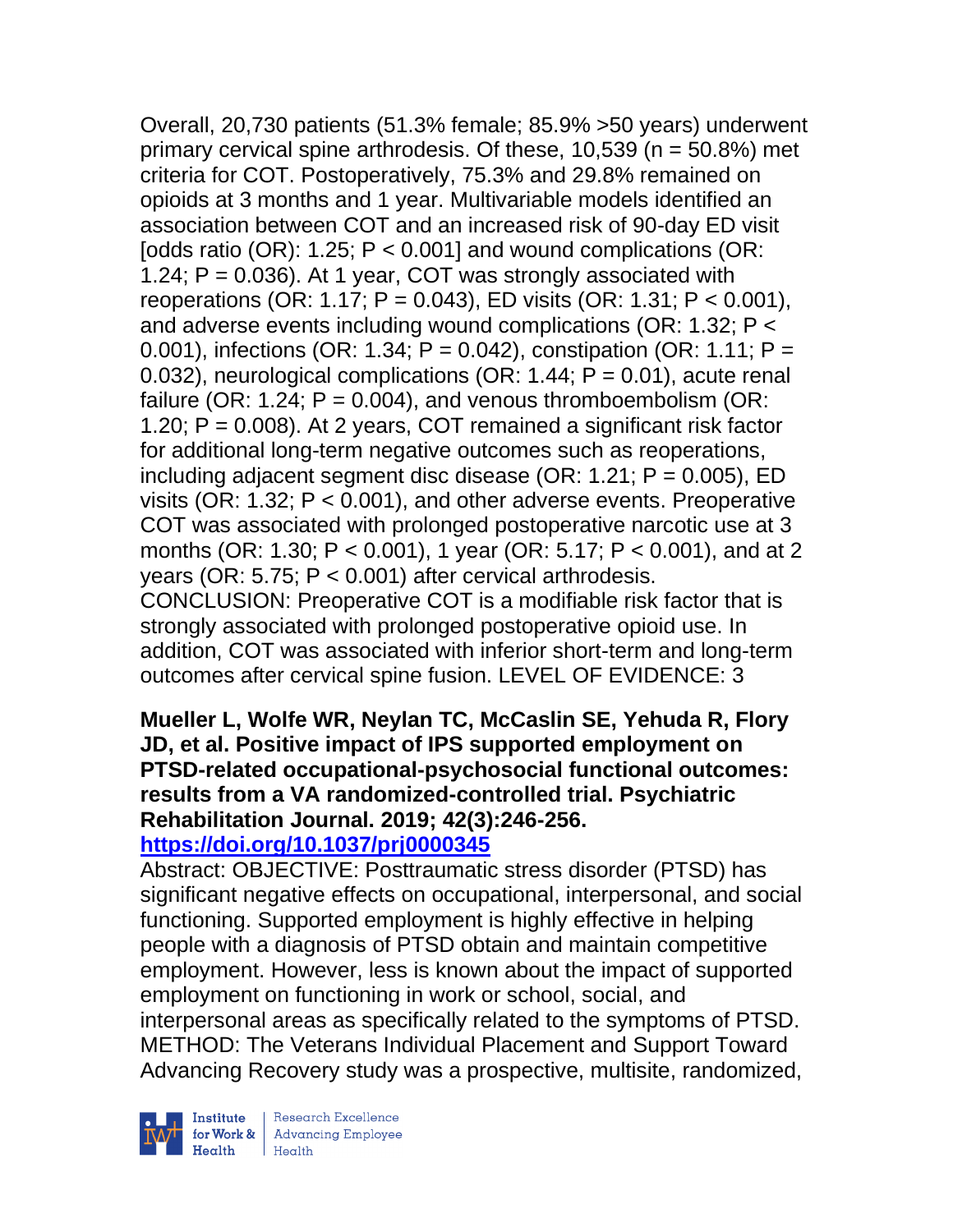Overall, 20,730 patients (51.3% female; 85.9% >50 years) underwent primary cervical spine arthrodesis. Of these, 10,539 (n = 50.8%) met criteria for COT. Postoperatively, 75.3% and 29.8% remained on opioids at 3 months and 1 year. Multivariable models identified an association between COT and an increased risk of 90-day ED visit [odds ratio (OR): 1.25; $P < 0.001$] and wound complications (OR: 1.24; $P = 0.036$). At 1 year, COT was strongly associated with reoperations (OR: 1.17; $P = 0.043$), ED visits (OR: 1.31; $P < 0.001$), and adverse events including wound complications (OR: 1.32; $P < 0.001$), infections (OR: 1.34; $P = 0.042$), constipation (OR: 1.11; $P = 0.032$), neurological complications (OR: 1.44; $P = 0.01$), acute renal failure (OR: 1.24; $P = 0.004$), and venous thromboembolism (OR: 1.20; $P = 0.008$). At 2 years, COT remained a significant risk factor for additional long-term negative outcomes such as reoperations, including adjacent segment disc disease (OR: 1.21; $P = 0.005$), ED visits (OR: 1.32; $P < 0.001$), and other adverse events. Preoperative COT was associated with prolonged postoperative narcotic use at 3 months (OR: 1.30; $P < 0.001$), 1 year (OR: 5.17; $P < 0.001$), and at 2 years (OR: 5.75; $P < 0.001$) after cervical arthrodesis. CONCLUSION: Preoperative COT is a modifiable risk factor that is strongly associated with prolonged postoperative opioid use. In addition, COT was associated with inferior short-term and long-term outcomes after cervical spine fusion. LEVEL OF EVIDENCE: 3

**Mueller L, Wolfe WR, Neylan TC, McCaslin SE, Yehuda R, Flory JD, et al. Positive impact of IPS supported employment on PTSD-related occupational-psychosocial functional outcomes: results from a VA randomized-controlled trial. Psychiatric Rehabilitation Journal. 2019; 42(3):246-256. https://doi.org/10.1037/prj0000345**

Abstract: OBJECTIVE: Posttraumatic stress disorder (PTSD) has significant negative effects on occupational, interpersonal, and social functioning. Supported employment is highly effective in helping people with a diagnosis of PTSD obtain and maintain competitive employment. However, less is known about the impact of supported employment on functioning in work or school, social, and interpersonal areas as specifically related to the symptoms of PTSD. METHOD: The Veterans Individual Placement and Support Toward Advancing Recovery study was a prospective, multisite, randomized,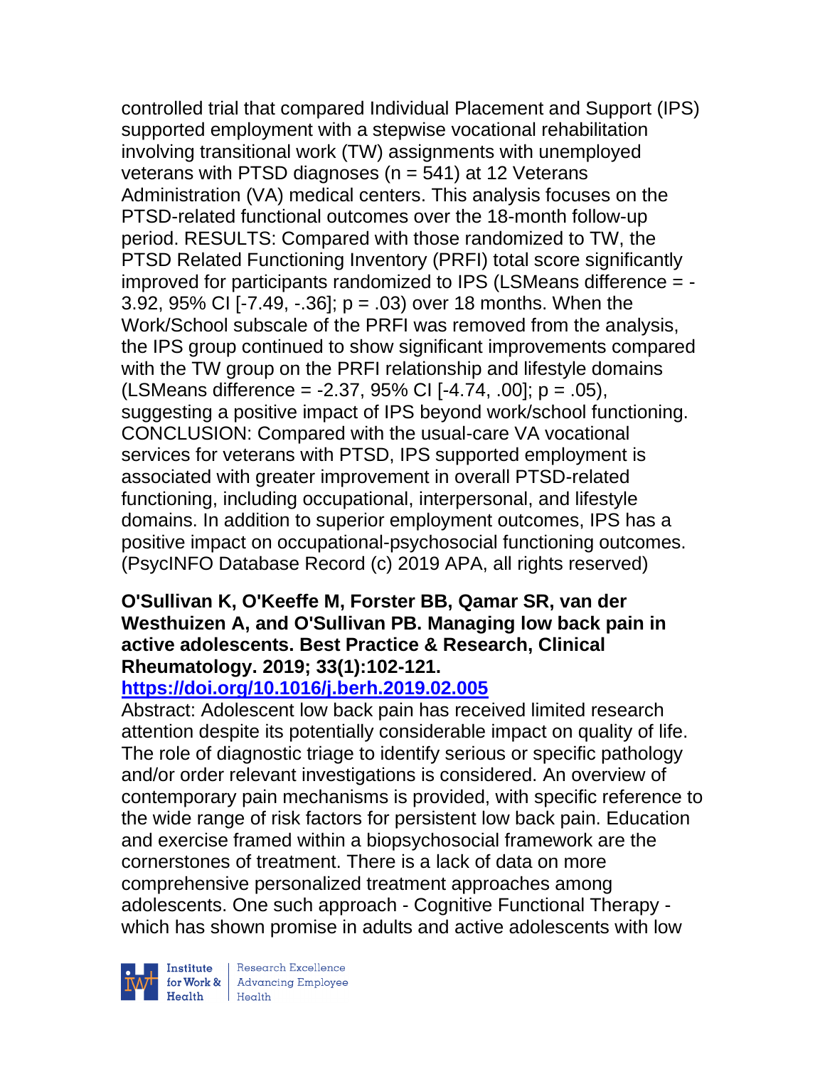controlled trial that compared Individual Placement and Support (IPS) supported employment with a stepwise vocational rehabilitation involving transitional work (TW) assignments with unemployed veterans with PTSD diagnoses (n = 541) at 12 Veterans Administration (VA) medical centers. This analysis focuses on the PTSD-related functional outcomes over the 18-month follow-up period. RESULTS: Compared with those randomized to TW, the PTSD Related Functioning Inventory (PRFI) total score significantly improved for participants randomized to IPS (LSMeans difference = -3.92, 95% CI [-7.49, -.36]; p = .03) over 18 months. When the Work/School subscale of the PRFI was removed from the analysis, the IPS group continued to show significant improvements compared with the TW group on the PRFI relationship and lifestyle domains (LSMeans difference = -2.37, 95% CI [-4.74, .00]; p = .05), suggesting a positive impact of IPS beyond work/school functioning. CONCLUSION: Compared with the usual-care VA vocational services for veterans with PTSD, IPS supported employment is associated with greater improvement in overall PTSD-related functioning, including occupational, interpersonal, and lifestyle domains. In addition to superior employment outcomes, IPS has a positive impact on occupational-psychosocial functioning outcomes. (PsycINFO Database Record (c) 2019 APA, all rights reserved)

**O'Sullivan K, O'Keeffe M, Forster BB, Qamar SR, van der Westhuizen A, and O'Sullivan PB. Managing low back pain in active adolescents. Best Practice & Research, Clinical Rheumatology. 2019; 33(1):102-121.**

**https://doi.org/10.1016/j.berh.2019.02.005**

Abstract: Adolescent low back pain has received limited research attention despite its potentially considerable impact on quality of life. The role of diagnostic triage to identify serious or specific pathology and/or order relevant investigations is considered. An overview of contemporary pain mechanisms is provided, with specific reference to the wide range of risk factors for persistent low back pain. Education and exercise framed within a biopsychosocial framework are the cornerstones of treatment. There is a lack of data on more comprehensive personalized treatment approaches among adolescents. One such approach - Cognitive Functional Therapy - which has shown promise in adults and active adolescents with low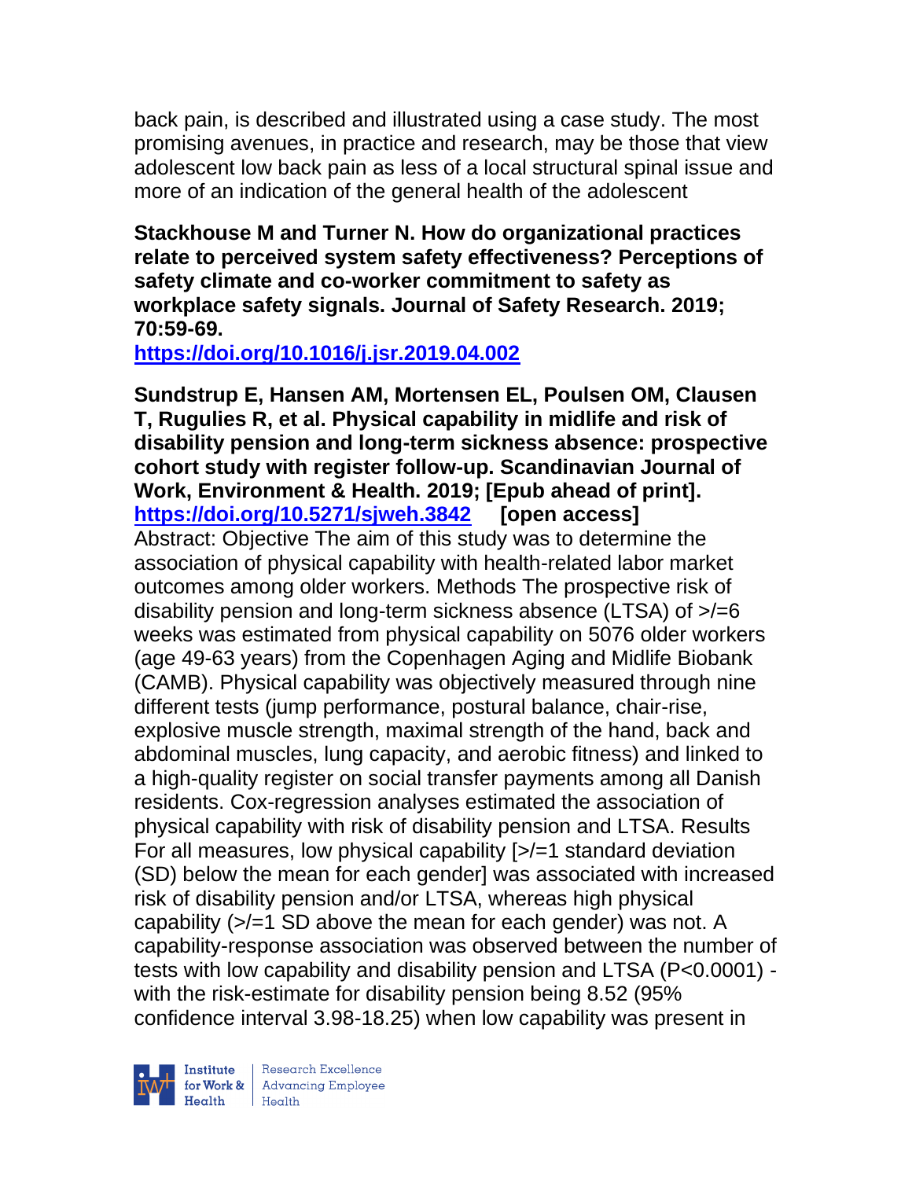back pain, is described and illustrated using a case study. The most promising avenues, in practice and research, may be those that view adolescent low back pain as less of a local structural spinal issue and more of an indication of the general health of the adolescent

**Stackhouse M and Turner N. How do organizational practices relate to perceived system safety effectiveness? Perceptions of safety climate and co-worker commitment to safety as workplace safety signals. Journal of Safety Research. 2019; 70:59-69.**
**https://doi.org/10.1016/j.jsr.2019.04.002**

**Sundstrup E, Hansen AM, Mortensen EL, Poulsen OM, Clausen T, Rugulies R, et al. Physical capability in midlife and risk of disability pension and long-term sickness absence: prospective cohort study with register follow-up. Scandinavian Journal of Work, Environment & Health. 2019; [Epub ahead of print].**
**https://doi.org/10.5271/sjweh.3842 [open access]**
Abstract: Objective The aim of this study was to determine the association of physical capability with health-related labor market outcomes among older workers. Methods The prospective risk of disability pension and long-term sickness absence (LTSA) of >/=6 weeks was estimated from physical capability on 5076 older workers (age 49-63 years) from the Copenhagen Aging and Midlife Biobank (CAMB). Physical capability was objectively measured through nine different tests (jump performance, postural balance, chair-rise, explosive muscle strength, maximal strength of the hand, back and abdominal muscles, lung capacity, and aerobic fitness) and linked to a high-quality register on social transfer payments among all Danish residents. Cox-regression analyses estimated the association of physical capability with risk of disability pension and LTSA. Results For all measures, low physical capability [>/=1 standard deviation (SD) below the mean for each gender] was associated with increased risk of disability pension and/or LTSA, whereas high physical capability (>/=1 SD above the mean for each gender) was not. A capability-response association was observed between the number of tests with low capability and disability pension and LTSA (P<0.0001) - with the risk-estimate for disability pension being 8.52 (95% confidence interval 3.98-18.25) when low capability was present in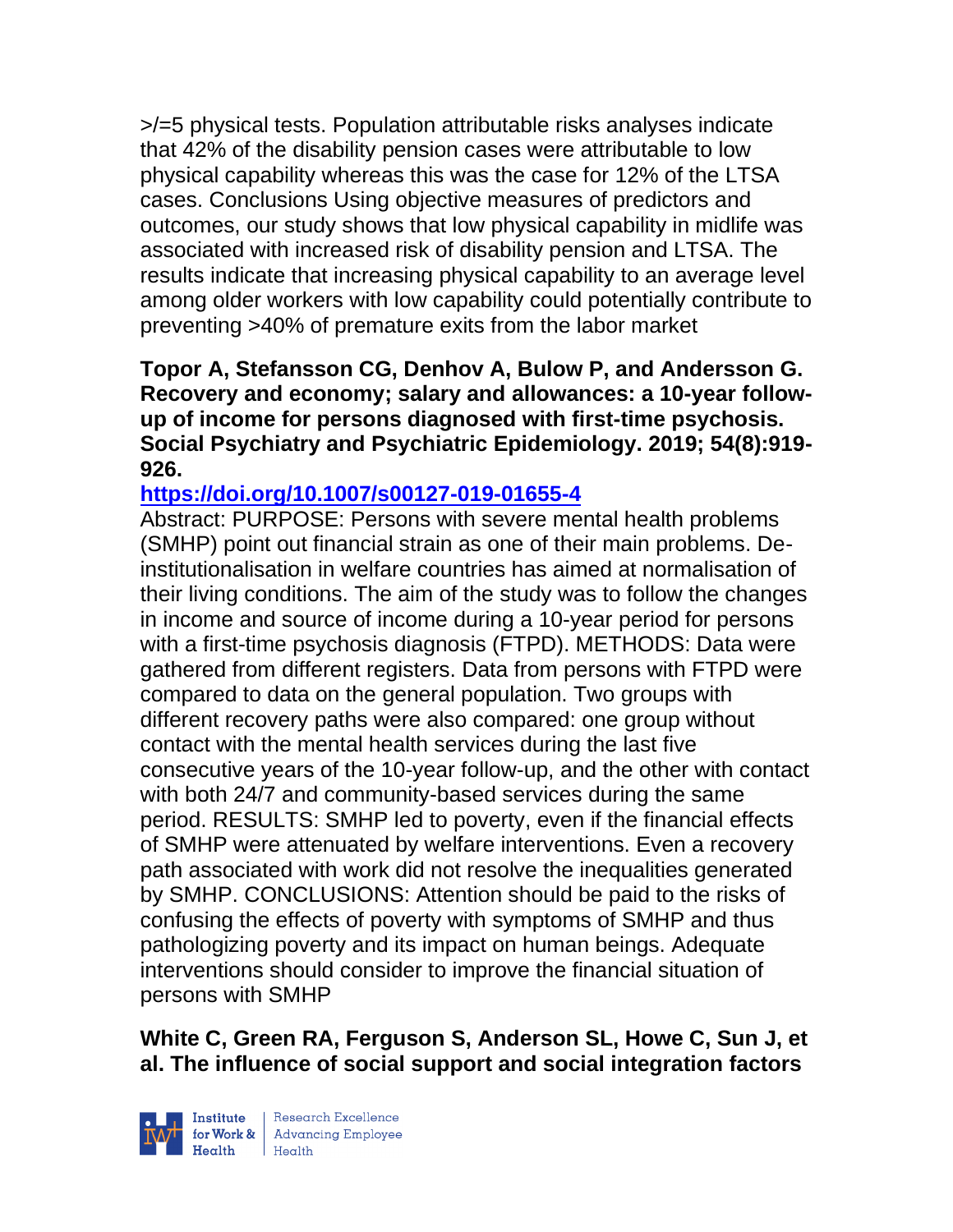>/=5 physical tests. Population attributable risks analyses indicate that 42% of the disability pension cases were attributable to low physical capability whereas this was the case for 12% of the LTSA cases. Conclusions Using objective measures of predictors and outcomes, our study shows that low physical capability in midlife was associated with increased risk of disability pension and LTSA. The results indicate that increasing physical capability to an average level among older workers with low capability could potentially contribute to preventing >40% of premature exits from the labor market

**Topor A, Stefansson CG, Denhov A, Bulow P, and Andersson G. Recovery and economy; salary and allowances: a 10-year follow-up of income for persons diagnosed with first-time psychosis. Social Psychiatry and Psychiatric Epidemiology. 2019; 54(8):919-926.**

**https://doi.org/10.1007/s00127-019-01655-4**

Abstract: PURPOSE: Persons with severe mental health problems (SMHP) point out financial strain as one of their main problems. De-institutionalisation in welfare countries has aimed at normalisation of their living conditions. The aim of the study was to follow the changes in income and source of income during a 10-year period for persons with a first-time psychosis diagnosis (FTPD). METHODS: Data were gathered from different registers. Data from persons with FTPD were compared to data on the general population. Two groups with different recovery paths were also compared: one group without contact with the mental health services during the last five consecutive years of the 10-year follow-up, and the other with contact with both 24/7 and community-based services during the same period. RESULTS: SMHP led to poverty, even if the financial effects of SMHP were attenuated by welfare interventions. Even a recovery path associated with work did not resolve the inequalities generated by SMHP. CONCLUSIONS: Attention should be paid to the risks of confusing the effects of poverty with symptoms of SMHP and thus pathologizing poverty and its impact on human beings. Adequate interventions should consider to improve the financial situation of persons with SMHP

**White C, Green RA, Ferguson S, Anderson SL, Howe C, Sun J, et al. The influence of social support and social integration factors**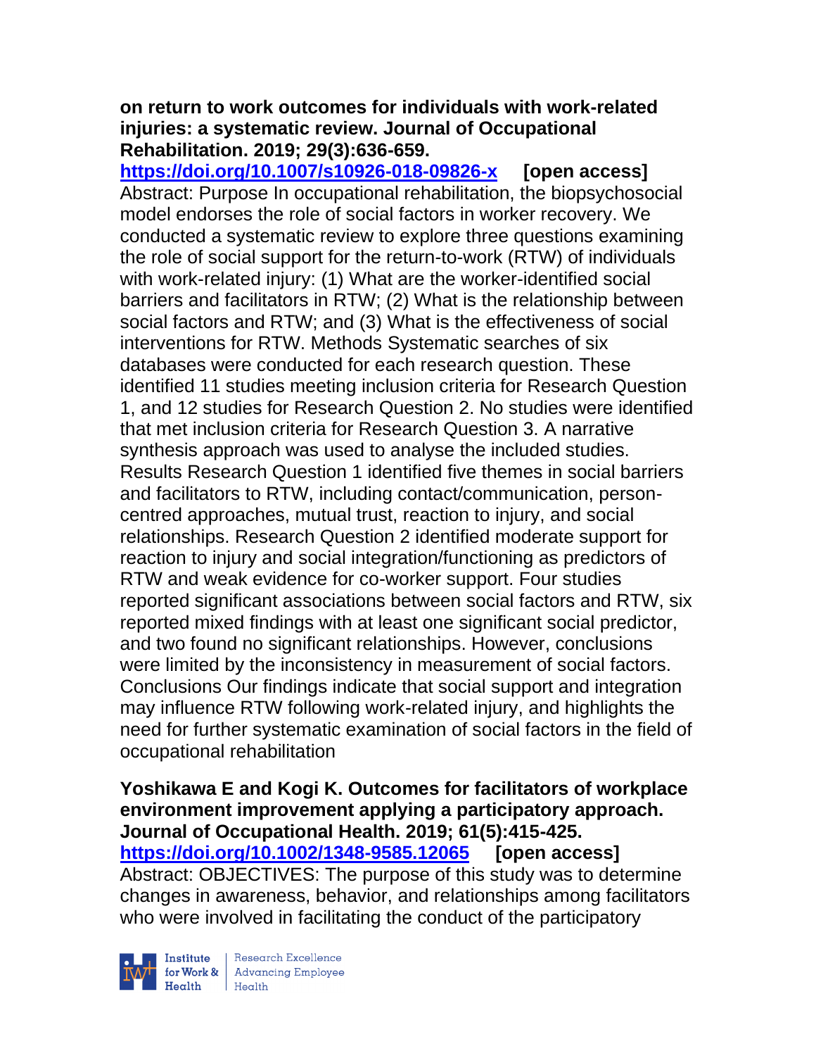**on return to work outcomes for individuals with work-related injuries: a systematic review. Journal of Occupational Rehabilitation. 2019; 29(3):636-659.**
**https://doi.org/10.1007/s10926-018-09826-x [open access]**
Abstract: Purpose In occupational rehabilitation, the biopsychosocial model endorses the role of social factors in worker recovery. We conducted a systematic review to explore three questions examining the role of social support for the return-to-work (RTW) of individuals with work-related injury: (1) What are the worker-identified social barriers and facilitators in RTW; (2) What is the relationship between social factors and RTW; and (3) What is the effectiveness of social interventions for RTW. Methods Systematic searches of six databases were conducted for each research question. These identified 11 studies meeting inclusion criteria for Research Question 1, and 12 studies for Research Question 2. No studies were identified that met inclusion criteria for Research Question 3. A narrative synthesis approach was used to analyse the included studies. Results Research Question 1 identified five themes in social barriers and facilitators to RTW, including contact/communication, person-centred approaches, mutual trust, reaction to injury, and social relationships. Research Question 2 identified moderate support for reaction to injury and social integration/functioning as predictors of RTW and weak evidence for co-worker support. Four studies reported significant associations between social factors and RTW, six reported mixed findings with at least one significant social predictor, and two found no significant relationships. However, conclusions were limited by the inconsistency in measurement of social factors. Conclusions Our findings indicate that social support and integration may influence RTW following work-related injury, and highlights the need for further systematic examination of social factors in the field of occupational rehabilitation

**Yoshikawa E and Kogi K. Outcomes for facilitators of workplace environment improvement applying a participatory approach. Journal of Occupational Health. 2019; 61(5):415-425.**
**https://doi.org/10.1002/1348-9585.12065 [open access]**
Abstract: OBJECTIVES: The purpose of this study was to determine changes in awareness, behavior, and relationships among facilitators who were involved in facilitating the conduct of the participatory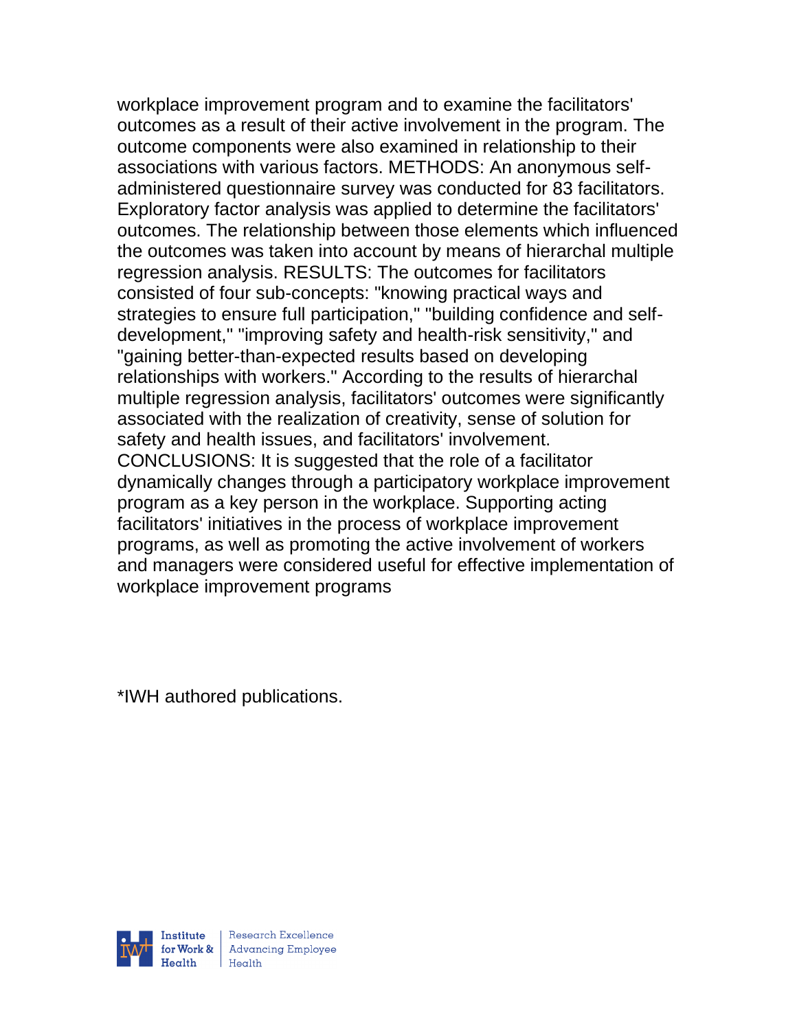workplace improvement program and to examine the facilitators' outcomes as a result of their active involvement in the program. The outcome components were also examined in relationship to their associations with various factors. METHODS: An anonymous self-administered questionnaire survey was conducted for 83 facilitators. Exploratory factor analysis was applied to determine the facilitators' outcomes. The relationship between those elements which influenced the outcomes was taken into account by means of hierarchal multiple regression analysis. RESULTS: The outcomes for facilitators consisted of four sub-concepts: "knowing practical ways and strategies to ensure full participation," "building confidence and self-development," "improving safety and health-risk sensitivity," and "gaining better-than-expected results based on developing relationships with workers." According to the results of hierarchal multiple regression analysis, facilitators' outcomes were significantly associated with the realization of creativity, sense of solution for safety and health issues, and facilitators' involvement. CONCLUSIONS: It is suggested that the role of a facilitator dynamically changes through a participatory workplace improvement program as a key person in the workplace. Supporting acting facilitators' initiatives in the process of workplace improvement programs, as well as promoting the active involvement of workers and managers were considered useful for effective implementation of workplace improvement programs

*IWH authored publications.